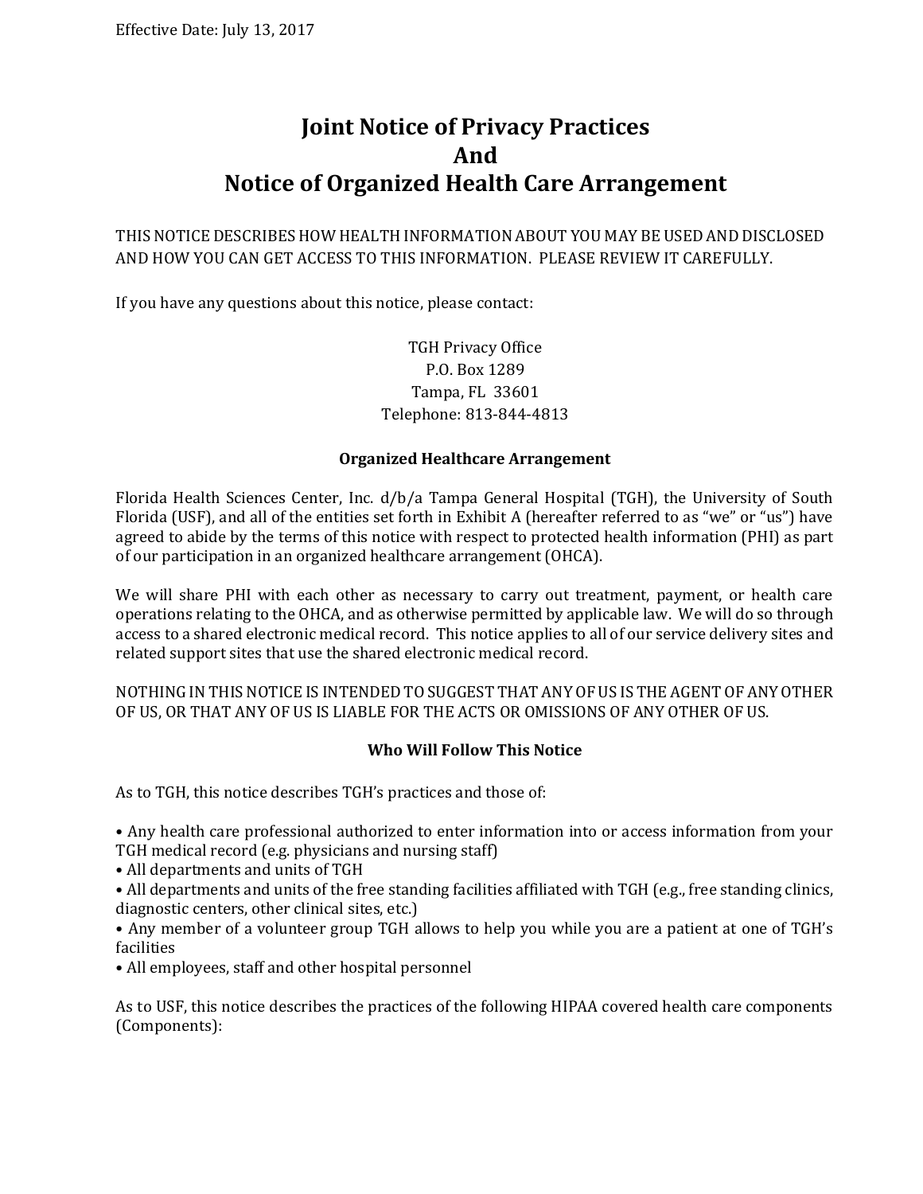Effective Date: July 13, 2017

# Joint Notice of Privacy Practices
# And
# Notice of Organized Health Care Arrangement

THIS NOTICE DESCRIBES HOW HEALTH INFORMATION ABOUT YOU MAY BE USED AND DISCLOSED AND HOW YOU CAN GET ACCESS TO THIS INFORMATION. PLEASE REVIEW IT CAREFULLY.

If you have any questions about this notice, please contact:

TGH Privacy Office
P.O. Box 1289
Tampa, FL 33601
Telephone: 813-844-4813

### Organized Healthcare Arrangement

Florida Health Sciences Center, Inc. d/b/a Tampa General Hospital (TGH), the University of South Florida (USF), and all of the entities set forth in Exhibit A (hereafter referred to as "we" or "us") have agreed to abide by the terms of this notice with respect to protected health information (PHI) as part of our participation in an organized healthcare arrangement (OHCA).

We will share PHI with each other as necessary to carry out treatment, payment, or health care operations relating to the OHCA, and as otherwise permitted by applicable law. We will do so through access to a shared electronic medical record. This notice applies to all of our service delivery sites and related support sites that use the shared electronic medical record.

NOTHING IN THIS NOTICE IS INTENDED TO SUGGEST THAT ANY OF US IS THE AGENT OF ANY OTHER OF US, OR THAT ANY OF US IS LIABLE FOR THE ACTS OR OMISSIONS OF ANY OTHER OF US.

### Who Will Follow This Notice

As to TGH, this notice describes TGH's practices and those of:

- Any health care professional authorized to enter information into or access information from your TGH medical record (e.g. physicians and nursing staff)
- All departments and units of TGH
- All departments and units of the free standing facilities affiliated with TGH (e.g., free standing clinics, diagnostic centers, other clinical sites, etc.)
- Any member of a volunteer group TGH allows to help you while you are a patient at one of TGH's facilities
- All employees, staff and other hospital personnel

As to USF, this notice describes the practices of the following HIPAA covered health care components (Components):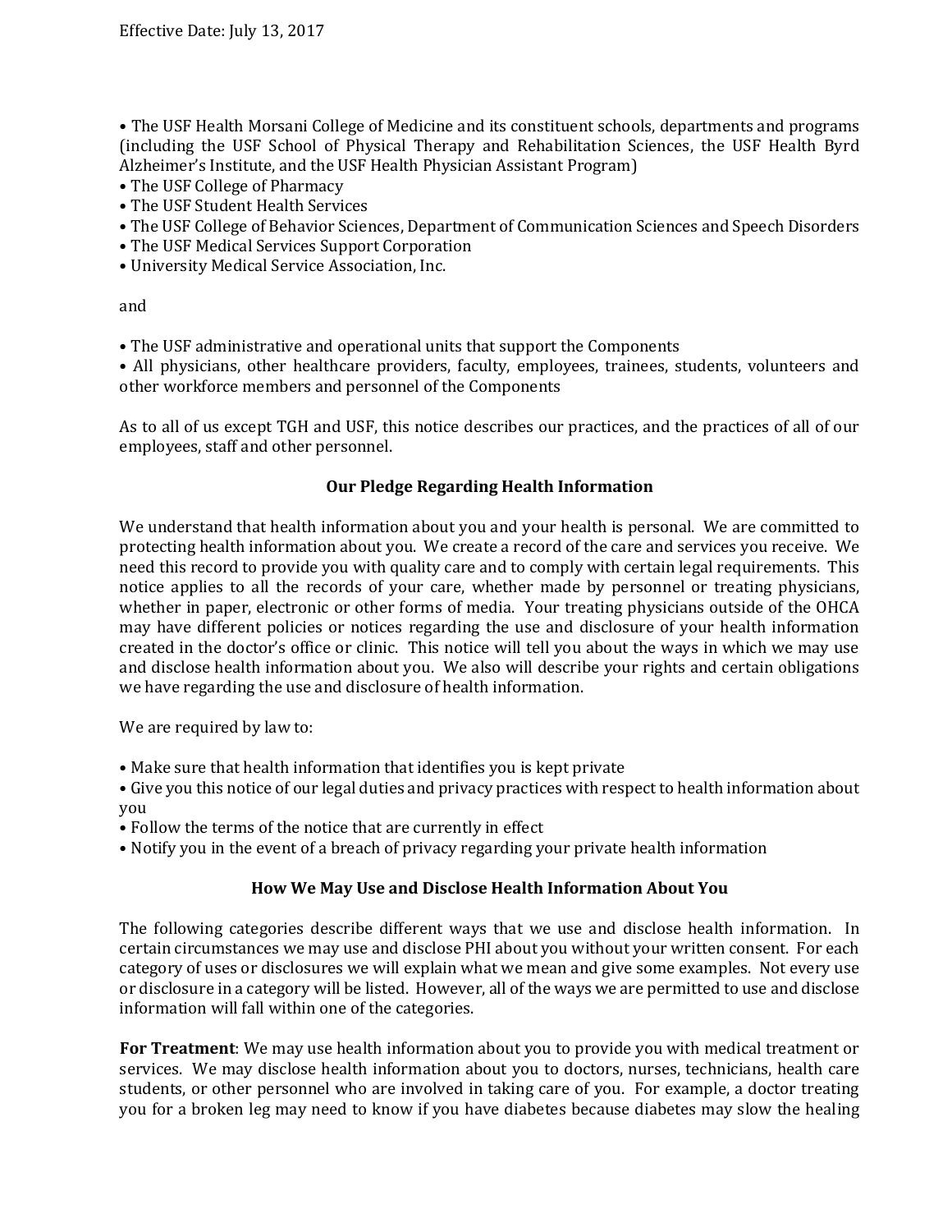Effective Date: July 13, 2017

- The USF Health Morsani College of Medicine and its constituent schools, departments and programs (including the USF School of Physical Therapy and Rehabilitation Sciences, the USF Health Byrd Alzheimer's Institute, and the USF Health Physician Assistant Program)
- The USF College of Pharmacy
- The USF Student Health Services
- The USF College of Behavior Sciences, Department of Communication Sciences and Speech Disorders
- The USF Medical Services Support Corporation
- University Medical Service Association, Inc.

and

- The USF administrative and operational units that support the Components
- All physicians, other healthcare providers, faculty, employees, trainees, students, volunteers and other workforce members and personnel of the Components

As to all of us except TGH and USF, this notice describes our practices, and the practices of all of our employees, staff and other personnel.

### Our Pledge Regarding Health Information

We understand that health information about you and your health is personal. We are committed to protecting health information about you. We create a record of the care and services you receive. We need this record to provide you with quality care and to comply with certain legal requirements. This notice applies to all the records of your care, whether made by personnel or treating physicians, whether in paper, electronic or other forms of media. Your treating physicians outside of the OHCA may have different policies or notices regarding the use and disclosure of your health information created in the doctor's office or clinic. This notice will tell you about the ways in which we may use and disclose health information about you. We also will describe your rights and certain obligations we have regarding the use and disclosure of health information.

We are required by law to:

- Make sure that health information that identifies you is kept private
- Give you this notice of our legal duties and privacy practices with respect to health information about you
- Follow the terms of the notice that are currently in effect
- Notify you in the event of a breach of privacy regarding your private health information

### How We May Use and Disclose Health Information About You

The following categories describe different ways that we use and disclose health information. In certain circumstances we may use and disclose PHI about you without your written consent. For each category of uses or disclosures we will explain what we mean and give some examples. Not every use or disclosure in a category will be listed. However, all of the ways we are permitted to use and disclose information will fall within one of the categories.

**For Treatment**: We may use health information about you to provide you with medical treatment or services. We may disclose health information about you to doctors, nurses, technicians, health care students, or other personnel who are involved in taking care of you. For example, a doctor treating you for a broken leg may need to know if you have diabetes because diabetes may slow the healing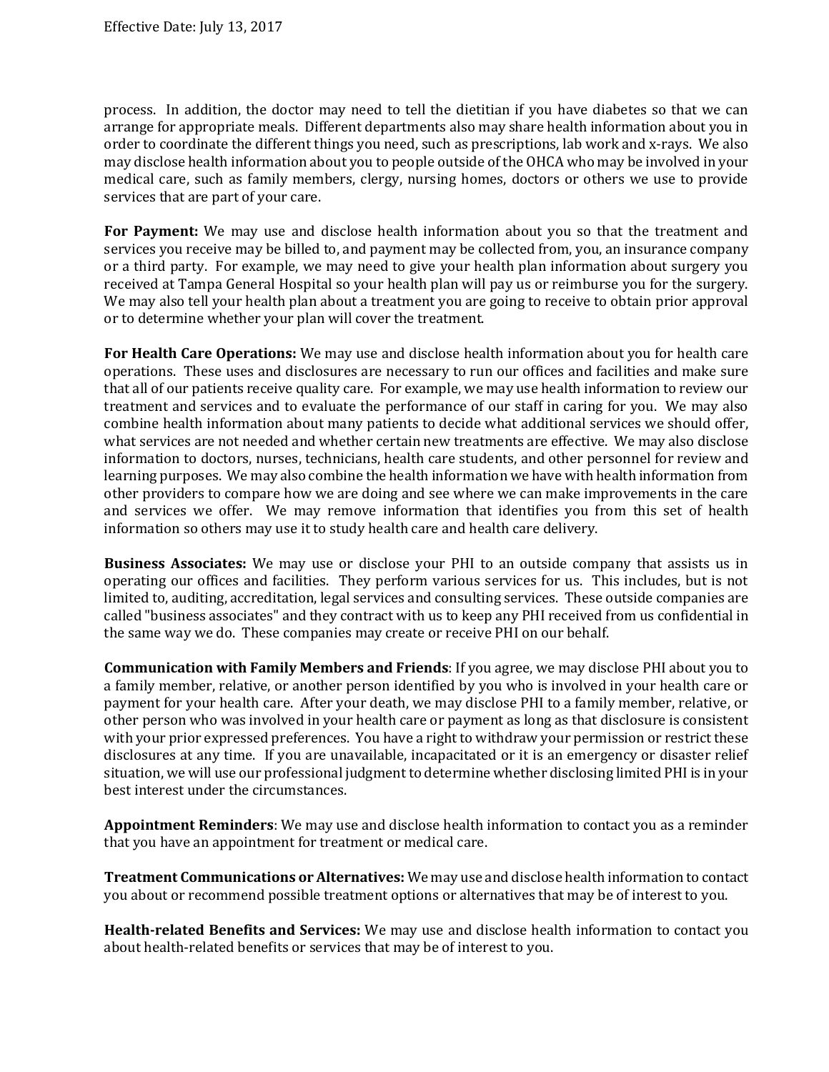process. In addition, the doctor may need to tell the dietitian if you have diabetes so that we can arrange for appropriate meals. Different departments also may share health information about you in order to coordinate the different things you need, such as prescriptions, lab work and x-rays. We also may disclose health information about you to people outside of the OHCA who may be involved in your medical care, such as family members, clergy, nursing homes, doctors or others we use to provide services that are part of your care.

**For Payment:** We may use and disclose health information about you so that the treatment and services you receive may be billed to, and payment may be collected from, you, an insurance company or a third party. For example, we may need to give your health plan information about surgery you received at Tampa General Hospital so your health plan will pay us or reimburse you for the surgery. We may also tell your health plan about a treatment you are going to receive to obtain prior approval or to determine whether your plan will cover the treatment.

**For Health Care Operations:** We may use and disclose health information about you for health care operations. These uses and disclosures are necessary to run our offices and facilities and make sure that all of our patients receive quality care. For example, we may use health information to review our treatment and services and to evaluate the performance of our staff in caring for you. We may also combine health information about many patients to decide what additional services we should offer, what services are not needed and whether certain new treatments are effective. We may also disclose information to doctors, nurses, technicians, health care students, and other personnel for review and learning purposes. We may also combine the health information we have with health information from other providers to compare how we are doing and see where we can make improvements in the care and services we offer. We may remove information that identifies you from this set of health information so others may use it to study health care and health care delivery.

**Business Associates:** We may use or disclose your PHI to an outside company that assists us in operating our offices and facilities. They perform various services for us. This includes, but is not limited to, auditing, accreditation, legal services and consulting services. These outside companies are called "business associates" and they contract with us to keep any PHI received from us confidential in the same way we do. These companies may create or receive PHI on our behalf.

**Communication with Family Members and Friends**: If you agree, we may disclose PHI about you to a family member, relative, or another person identified by you who is involved in your health care or payment for your health care. After your death, we may disclose PHI to a family member, relative, or other person who was involved in your health care or payment as long as that disclosure is consistent with your prior expressed preferences. You have a right to withdraw your permission or restrict these disclosures at any time. If you are unavailable, incapacitated or it is an emergency or disaster relief situation, we will use our professional judgment to determine whether disclosing limited PHI is in your best interest under the circumstances.

**Appointment Reminders**: We may use and disclose health information to contact you as a reminder that you have an appointment for treatment or medical care.

**Treatment Communications or Alternatives:** We may use and disclose health information to contact you about or recommend possible treatment options or alternatives that may be of interest to you.

**Health-related Benefits and Services:** We may use and disclose health information to contact you about health-related benefits or services that may be of interest to you.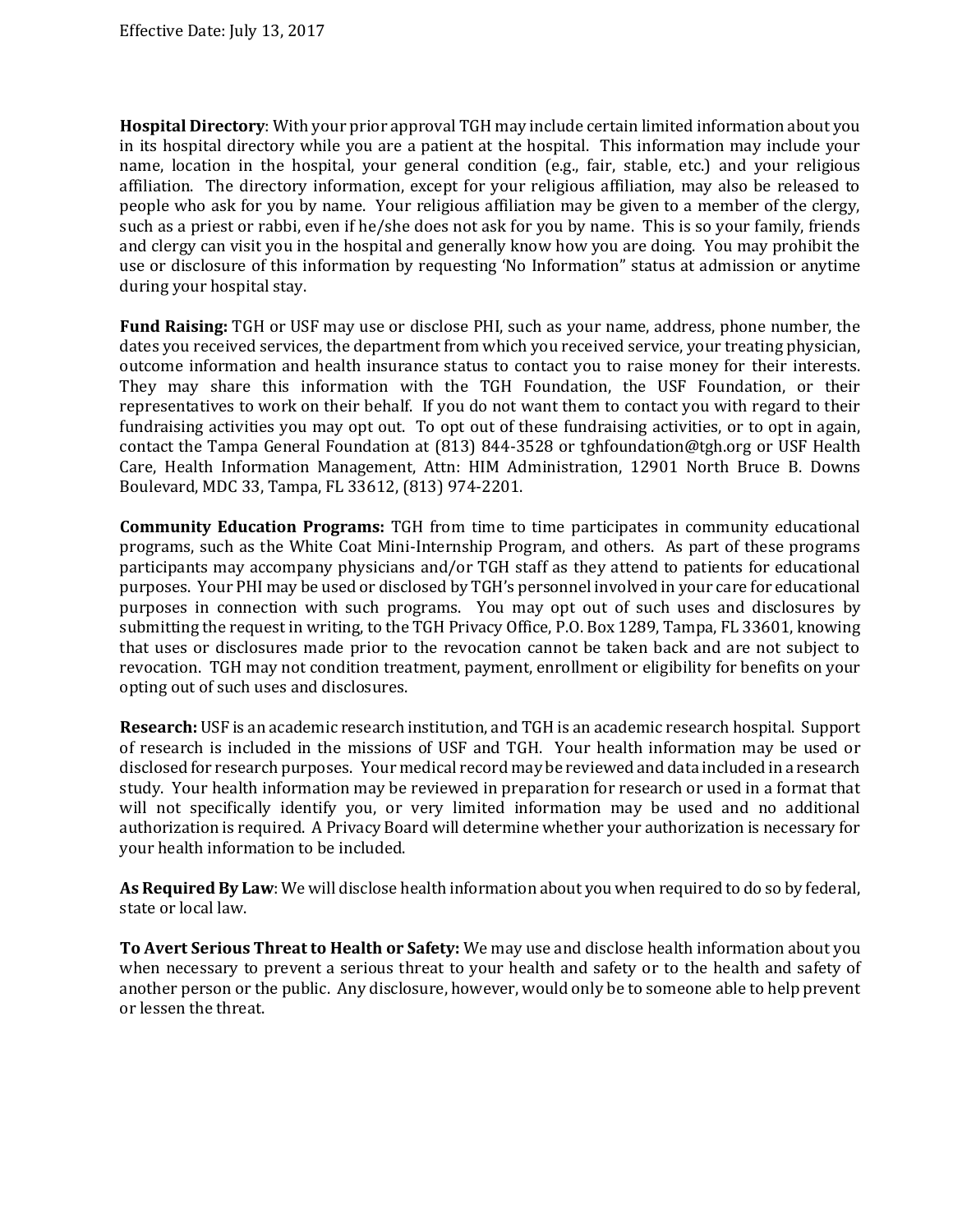**Hospital Directory**: With your prior approval TGH may include certain limited information about you in its hospital directory while you are a patient at the hospital. This information may include your name, location in the hospital, your general condition (e.g., fair, stable, etc.) and your religious affiliation. The directory information, except for your religious affiliation, may also be released to people who ask for you by name. Your religious affiliation may be given to a member of the clergy, such as a priest or rabbi, even if he/she does not ask for you by name. This is so your family, friends and clergy can visit you in the hospital and generally know how you are doing. You may prohibit the use or disclosure of this information by requesting 'No Information" status at admission or anytime during your hospital stay.

**Fund Raising:** TGH or USF may use or disclose PHI, such as your name, address, phone number, the dates you received services, the department from which you received service, your treating physician, outcome information and health insurance status to contact you to raise money for their interests. They may share this information with the TGH Foundation, the USF Foundation, or their representatives to work on their behalf. If you do not want them to contact you with regard to their fundraising activities you may opt out. To opt out of these fundraising activities, or to opt in again, contact the Tampa General Foundation at (813) 844-3528 or tghfoundation@tgh.org or USF Health Care, Health Information Management, Attn: HIM Administration, 12901 North Bruce B. Downs Boulevard, MDC 33, Tampa, FL 33612, (813) 974-2201.

**Community Education Programs:** TGH from time to time participates in community educational programs, such as the White Coat Mini-Internship Program, and others. As part of these programs participants may accompany physicians and/or TGH staff as they attend to patients for educational purposes. Your PHI may be used or disclosed by TGH's personnel involved in your care for educational purposes in connection with such programs. You may opt out of such uses and disclosures by submitting the request in writing, to the TGH Privacy Office, P.O. Box 1289, Tampa, FL 33601, knowing that uses or disclosures made prior to the revocation cannot be taken back and are not subject to revocation. TGH may not condition treatment, payment, enrollment or eligibility for benefits on your opting out of such uses and disclosures.

**Research:** USF is an academic research institution, and TGH is an academic research hospital. Support of research is included in the missions of USF and TGH. Your health information may be used or disclosed for research purposes. Your medical record may be reviewed and data included in a research study. Your health information may be reviewed in preparation for research or used in a format that will not specifically identify you, or very limited information may be used and no additional authorization is required. A Privacy Board will determine whether your authorization is necessary for your health information to be included.

**As Required By Law**: We will disclose health information about you when required to do so by federal, state or local law.

**To Avert Serious Threat to Health or Safety:** We may use and disclose health information about you when necessary to prevent a serious threat to your health and safety or to the health and safety of another person or the public. Any disclosure, however, would only be to someone able to help prevent or lessen the threat.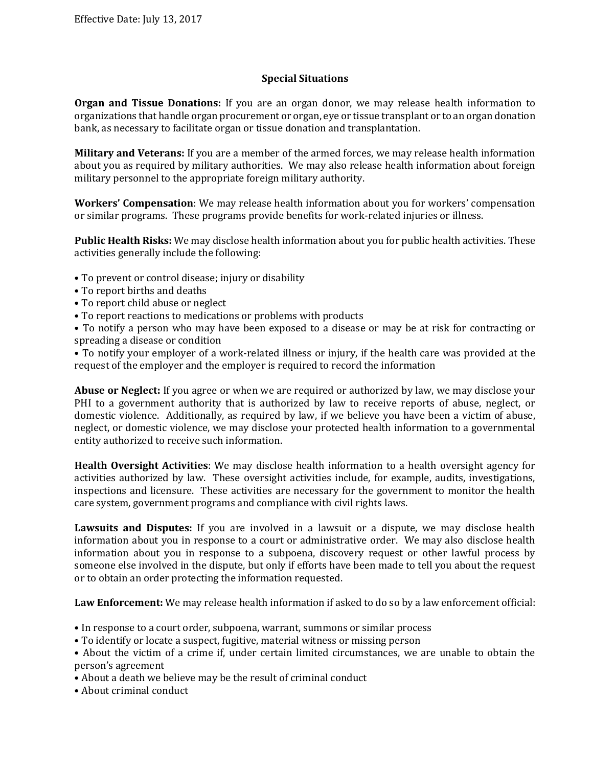Effective Date: July 13, 2017

## Special Situations

**Organ and Tissue Donations:** If you are an organ donor, we may release health information to organizations that handle organ procurement or organ, eye or tissue transplant or to an organ donation bank, as necessary to facilitate organ or tissue donation and transplantation.

**Military and Veterans:** If you are a member of the armed forces, we may release health information about you as required by military authorities. We may also release health information about foreign military personnel to the appropriate foreign military authority.

**Workers' Compensation**: We may release health information about you for workers' compensation or similar programs. These programs provide benefits for work-related injuries or illness.

**Public Health Risks:** We may disclose health information about you for public health activities. These activities generally include the following:

- To prevent or control disease; injury or disability
- To report births and deaths
- To report child abuse or neglect
- To report reactions to medications or problems with products
- To notify a person who may have been exposed to a disease or may be at risk for contracting or spreading a disease or condition
- To notify your employer of a work-related illness or injury, if the health care was provided at the request of the employer and the employer is required to record the information

**Abuse or Neglect:** If you agree or when we are required or authorized by law, we may disclose your PHI to a government authority that is authorized by law to receive reports of abuse, neglect, or domestic violence. Additionally, as required by law, if we believe you have been a victim of abuse, neglect, or domestic violence, we may disclose your protected health information to a governmental entity authorized to receive such information.

**Health Oversight Activities**: We may disclose health information to a health oversight agency for activities authorized by law. These oversight activities include, for example, audits, investigations, inspections and licensure. These activities are necessary for the government to monitor the health care system, government programs and compliance with civil rights laws.

**Lawsuits and Disputes:** If you are involved in a lawsuit or a dispute, we may disclose health information about you in response to a court or administrative order. We may also disclose health information about you in response to a subpoena, discovery request or other lawful process by someone else involved in the dispute, but only if efforts have been made to tell you about the request or to obtain an order protecting the information requested.

**Law Enforcement:** We may release health information if asked to do so by a law enforcement official:

- In response to a court order, subpoena, warrant, summons or similar process
- To identify or locate a suspect, fugitive, material witness or missing person
- About the victim of a crime if, under certain limited circumstances, we are unable to obtain the person's agreement
- About a death we believe may be the result of criminal conduct
- About criminal conduct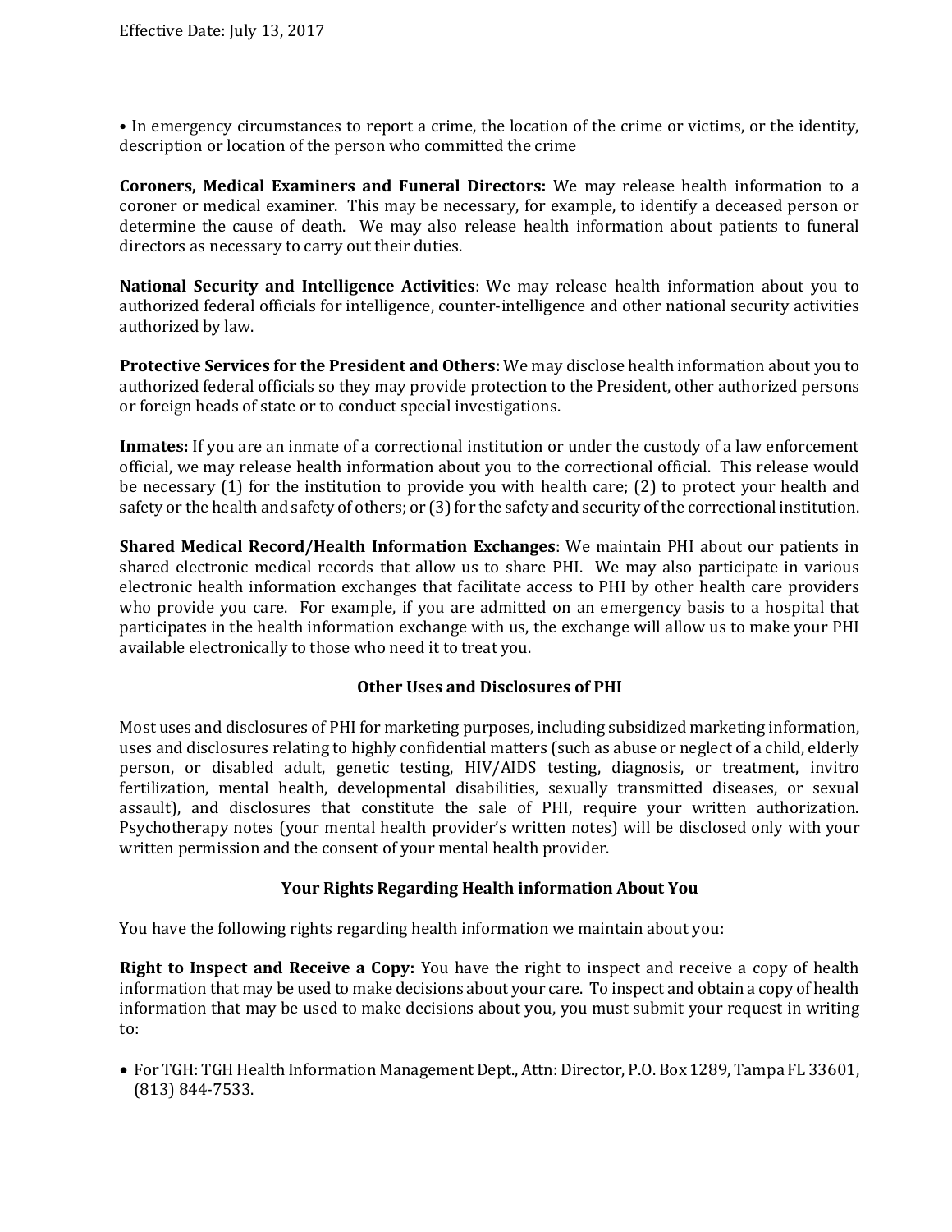- In emergency circumstances to report a crime, the location of the crime or victims, or the identity, description or location of the person who committed the crime

**Coroners, Medical Examiners and Funeral Directors:** We may release health information to a coroner or medical examiner. This may be necessary, for example, to identify a deceased person or determine the cause of death. We may also release health information about patients to funeral directors as necessary to carry out their duties.

**National Security and Intelligence Activities**: We may release health information about you to authorized federal officials for intelligence, counter-intelligence and other national security activities authorized by law.

**Protective Services for the President and Others:** We may disclose health information about you to authorized federal officials so they may provide protection to the President, other authorized persons or foreign heads of state or to conduct special investigations.

**Inmates:** If you are an inmate of a correctional institution or under the custody of a law enforcement official, we may release health information about you to the correctional official. This release would be necessary (1) for the institution to provide you with health care; (2) to protect your health and safety or the health and safety of others; or (3) for the safety and security of the correctional institution.

**Shared Medical Record/Health Information Exchanges**: We maintain PHI about our patients in shared electronic medical records that allow us to share PHI. We may also participate in various electronic health information exchanges that facilitate access to PHI by other health care providers who provide you care. For example, if you are admitted on an emergency basis to a hospital that participates in the health information exchange with us, the exchange will allow us to make your PHI available electronically to those who need it to treat you.

## Other Uses and Disclosures of PHI

Most uses and disclosures of PHI for marketing purposes, including subsidized marketing information, uses and disclosures relating to highly confidential matters (such as abuse or neglect of a child, elderly person, or disabled adult, genetic testing, HIV/AIDS testing, diagnosis, or treatment, invitro fertilization, mental health, developmental disabilities, sexually transmitted diseases, or sexual assault), and disclosures that constitute the sale of PHI, require your written authorization. Psychotherapy notes (your mental health provider's written notes) will be disclosed only with your written permission and the consent of your mental health provider.

## Your Rights Regarding Health information About You

You have the following rights regarding health information we maintain about you:

**Right to Inspect and Receive a Copy:** You have the right to inspect and receive a copy of health information that may be used to make decisions about your care. To inspect and obtain a copy of health information that may be used to make decisions about you, you must submit your request in writing to:

- For TGH: TGH Health Information Management Dept., Attn: Director, P.O. Box 1289, Tampa FL 33601, (813) 844-7533.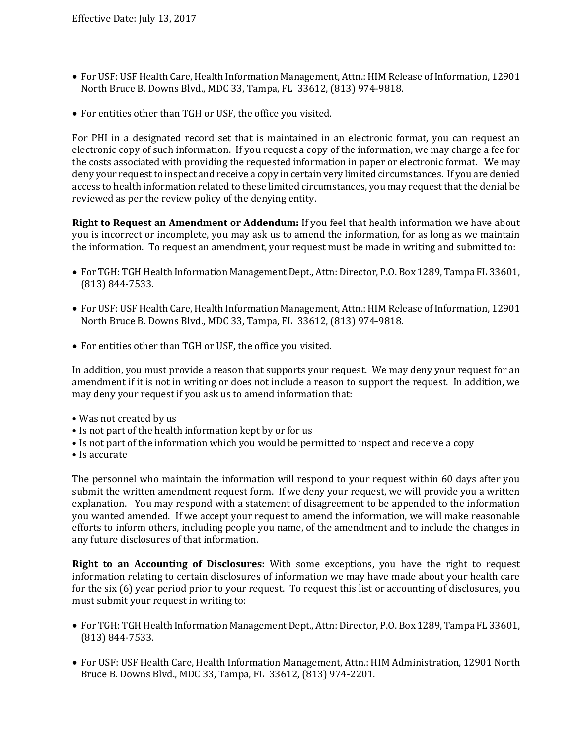- For USF: USF Health Care, Health Information Management, Attn.: HIM Release of Information, 12901 North Bruce B. Downs Blvd., MDC 33, Tampa, FL 33612, (813) 974-9818.

- For entities other than TGH or USF, the office you visited.

For PHI in a designated record set that is maintained in an electronic format, you can request an electronic copy of such information. If you request a copy of the information, we may charge a fee for the costs associated with providing the requested information in paper or electronic format. We may deny your request to inspect and receive a copy in certain very limited circumstances. If you are denied access to health information related to these limited circumstances, you may request that the denial be reviewed as per the review policy of the denying entity.

**Right to Request an Amendment or Addendum:** If you feel that health information we have about you is incorrect or incomplete, you may ask us to amend the information, for as long as we maintain the information. To request an amendment, your request must be made in writing and submitted to:

- For TGH: TGH Health Information Management Dept., Attn: Director, P.O. Box 1289, Tampa FL 33601, (813) 844-7533.

- For USF: USF Health Care, Health Information Management, Attn.: HIM Release of Information, 12901 North Bruce B. Downs Blvd., MDC 33, Tampa, FL 33612, (813) 974-9818.

- For entities other than TGH or USF, the office you visited.

In addition, you must provide a reason that supports your request. We may deny your request for an amendment if it is not in writing or does not include a reason to support the request. In addition, we may deny your request if you ask us to amend information that:

- Was not created by us
- Is not part of the health information kept by or for us
- Is not part of the information which you would be permitted to inspect and receive a copy
- Is accurate

The personnel who maintain the information will respond to your request within 60 days after you submit the written amendment request form. If we deny your request, we will provide you a written explanation. You may respond with a statement of disagreement to be appended to the information you wanted amended. If we accept your request to amend the information, we will make reasonable efforts to inform others, including people you name, of the amendment and to include the changes in any future disclosures of that information.

**Right to an Accounting of Disclosures:** With some exceptions, you have the right to request information relating to certain disclosures of information we may have made about your health care for the six (6) year period prior to your request. To request this list or accounting of disclosures, you must submit your request in writing to:

- For TGH: TGH Health Information Management Dept., Attn: Director, P.O. Box 1289, Tampa FL 33601, (813) 844-7533.

- For USF: USF Health Care, Health Information Management, Attn.: HIM Administration, 12901 North Bruce B. Downs Blvd., MDC 33, Tampa, FL 33612, (813) 974-2201.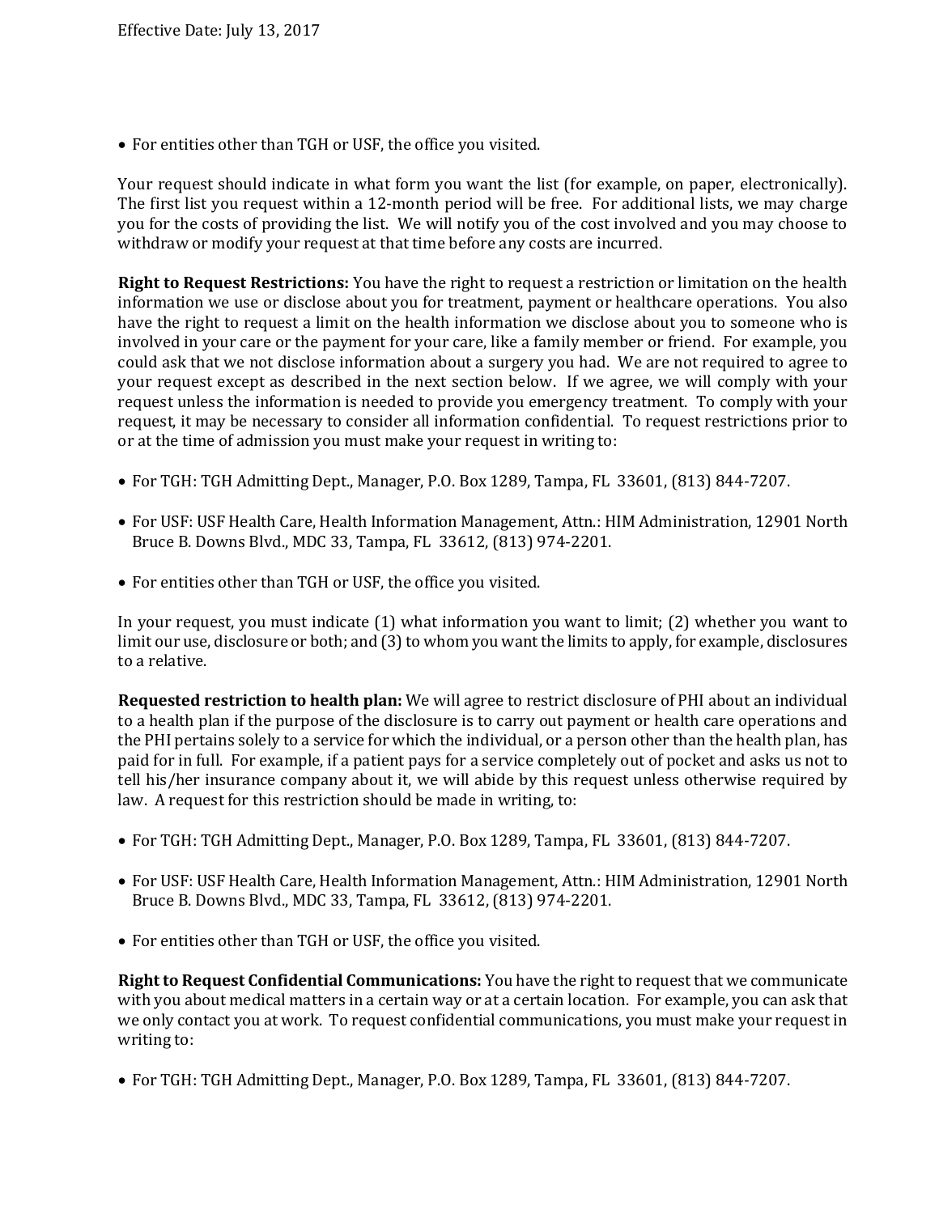- For entities other than TGH or USF, the office you visited.

Your request should indicate in what form you want the list (for example, on paper, electronically). The first list you request within a 12-month period will be free. For additional lists, we may charge you for the costs of providing the list. We will notify you of the cost involved and you may choose to withdraw or modify your request at that time before any costs are incurred.

**Right to Request Restrictions:** You have the right to request a restriction or limitation on the health information we use or disclose about you for treatment, payment or healthcare operations. You also have the right to request a limit on the health information we disclose about you to someone who is involved in your care or the payment for your care, like a family member or friend. For example, you could ask that we not disclose information about a surgery you had. We are not required to agree to your request except as described in the next section below. If we agree, we will comply with your request unless the information is needed to provide you emergency treatment. To comply with your request, it may be necessary to consider all information confidential. To request restrictions prior to or at the time of admission you must make your request in writing to:

- For TGH: TGH Admitting Dept., Manager, P.O. Box 1289, Tampa, FL 33601, (813) 844-7207.
- For USF: USF Health Care, Health Information Management, Attn.: HIM Administration, 12901 North Bruce B. Downs Blvd., MDC 33, Tampa, FL 33612, (813) 974-2201.
- For entities other than TGH or USF, the office you visited.

In your request, you must indicate (1) what information you want to limit; (2) whether you want to limit our use, disclosure or both; and (3) to whom you want the limits to apply, for example, disclosures to a relative.

**Requested restriction to health plan:** We will agree to restrict disclosure of PHI about an individual to a health plan if the purpose of the disclosure is to carry out payment or health care operations and the PHI pertains solely to a service for which the individual, or a person other than the health plan, has paid for in full. For example, if a patient pays for a service completely out of pocket and asks us not to tell his/her insurance company about it, we will abide by this request unless otherwise required by law. A request for this restriction should be made in writing, to:

- For TGH: TGH Admitting Dept., Manager, P.O. Box 1289, Tampa, FL 33601, (813) 844-7207.
- For USF: USF Health Care, Health Information Management, Attn.: HIM Administration, 12901 North Bruce B. Downs Blvd., MDC 33, Tampa, FL 33612, (813) 974-2201.
- For entities other than TGH or USF, the office you visited.

**Right to Request Confidential Communications:** You have the right to request that we communicate with you about medical matters in a certain way or at a certain location. For example, you can ask that we only contact you at work. To request confidential communications, you must make your request in writing to:

- For TGH: TGH Admitting Dept., Manager, P.O. Box 1289, Tampa, FL 33601, (813) 844-7207.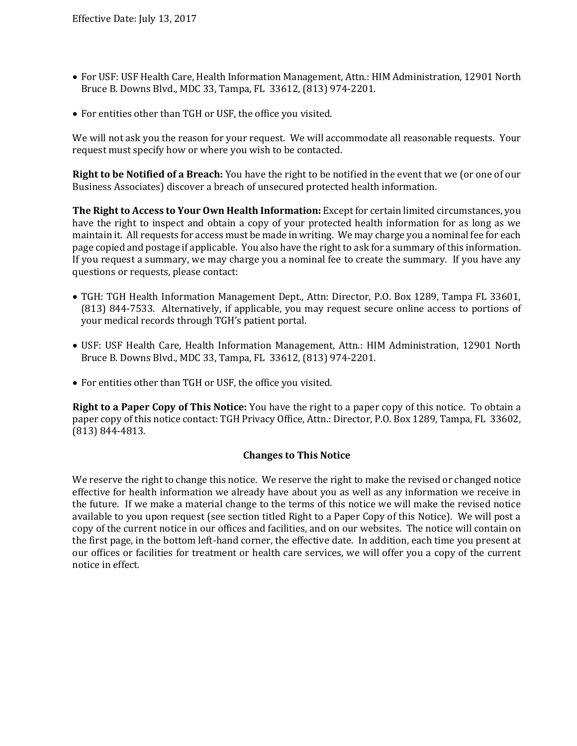- For USF: USF Health Care, Health Information Management, Attn.: HIM Administration, 12901 North Bruce B. Downs Blvd., MDC 33, Tampa, FL 33612, (813) 974-2201.

- For entities other than TGH or USF, the office you visited.

We will not ask you the reason for your request. We will accommodate all reasonable requests. Your request must specify how or where you wish to be contacted.

**Right to be Notified of a Breach:** You have the right to be notified in the event that we (or one of our Business Associates) discover a breach of unsecured protected health information.

**The Right to Access to Your Own Health Information:** Except for certain limited circumstances, you have the right to inspect and obtain a copy of your protected health information for as long as we maintain it. All requests for access must be made in writing. We may charge you a nominal fee for each page copied and postage if applicable. You also have the right to ask for a summary of this information. If you request a summary, we may charge you a nominal fee to create the summary. If you have any questions or requests, please contact:

- TGH: TGH Health Information Management Dept., Attn: Director, P.O. Box 1289, Tampa FL 33601, (813) 844-7533. Alternatively, if applicable, you may request secure online access to portions of your medical records through TGH's patient portal.

- USF: USF Health Care, Health Information Management, Attn.: HIM Administration, 12901 North Bruce B. Downs Blvd., MDC 33, Tampa, FL 33612, (813) 974-2201.

- For entities other than TGH or USF, the office you visited.

**Right to a Paper Copy of This Notice:** You have the right to a paper copy of this notice. To obtain a paper copy of this notice contact: TGH Privacy Office, Attn.: Director, P.O. Box 1289, Tampa, FL 33602, (813) 844-4813.

## Changes to This Notice

We reserve the right to change this notice. We reserve the right to make the revised or changed notice effective for health information we already have about you as well as any information we receive in the future. If we make a material change to the terms of this notice we will make the revised notice available to you upon request (see section titled Right to a Paper Copy of this Notice). We will post a copy of the current notice in our offices and facilities, and on our websites. The notice will contain on the first page, in the bottom left-hand corner, the effective date. In addition, each time you present at our offices or facilities for treatment or health care services, we will offer you a copy of the current notice in effect.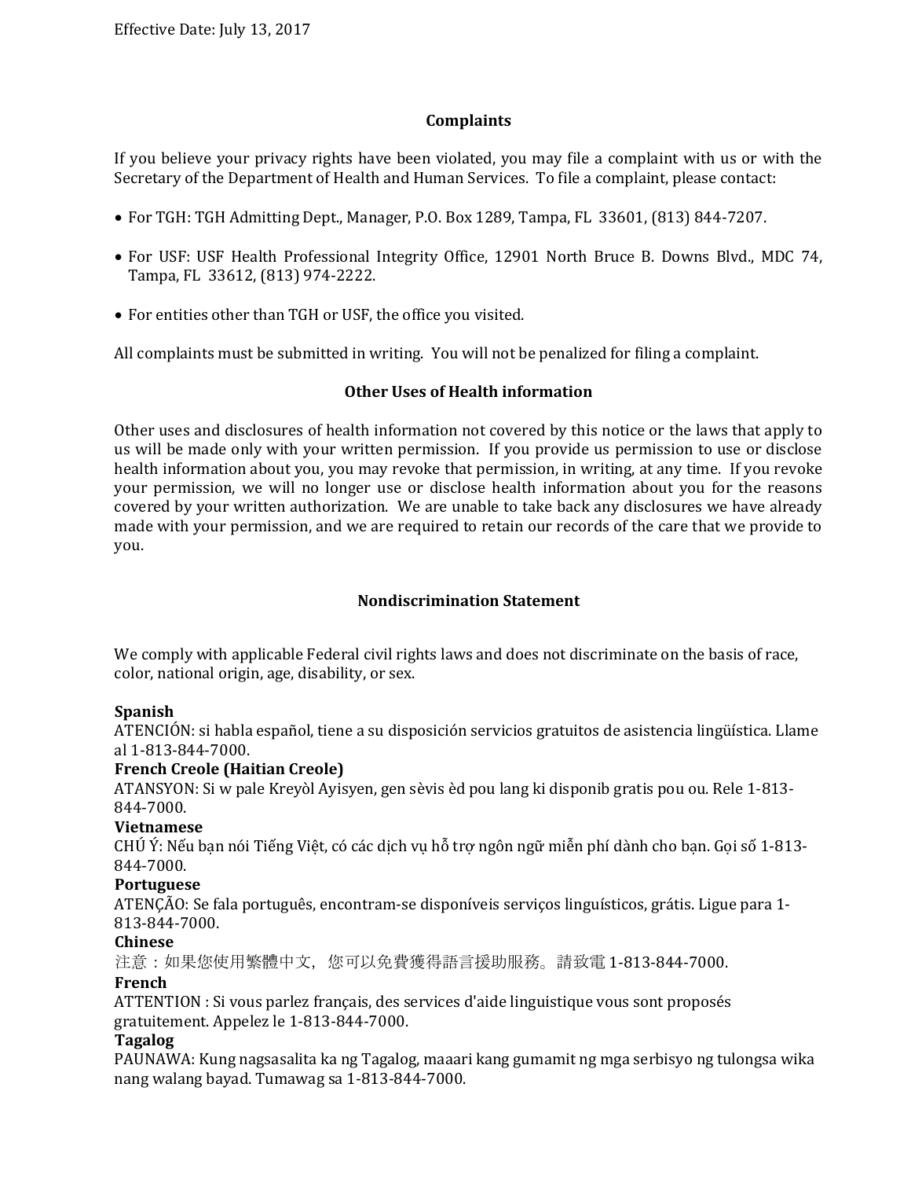Effective Date: July 13, 2017

## Complaints

If you believe your privacy rights have been violated, you may file a complaint with us or with the Secretary of the Department of Health and Human Services. To file a complaint, please contact:

- For TGH: TGH Admitting Dept., Manager, P.O. Box 1289, Tampa, FL 33601, (813) 844-7207.
- For USF: USF Health Professional Integrity Office, 12901 North Bruce B. Downs Blvd., MDC 74, Tampa, FL 33612, (813) 974-2222.
- For entities other than TGH or USF, the office you visited.

All complaints must be submitted in writing. You will not be penalized for filing a complaint.

## Other Uses of Health information

Other uses and disclosures of health information not covered by this notice or the laws that apply to us will be made only with your written permission. If you provide us permission to use or disclose health information about you, you may revoke that permission, in writing, at any time. If you revoke your permission, we will no longer use or disclose health information about you for the reasons covered by your written authorization. We are unable to take back any disclosures we have already made with your permission, and we are required to retain our records of the care that we provide to you.

## Nondiscrimination Statement

We comply with applicable Federal civil rights laws and does not discriminate on the basis of race, color, national origin, age, disability, or sex.

**Spanish**
ATENCIÓN: si habla español, tiene a su disposición servicios gratuitos de asistencia lingüística. Llame al 1-813-844-7000.

**French Creole (Haitian Creole)**
ATANSYON: Si w pale Kreyòl Ayisyen, gen sèvis èd pou lang ki disponib gratis pou ou. Rele 1-813-844-7000.

**Vietnamese**
CHÚ Ý: Nếu bạn nói Tiếng Việt, có các dịch vụ hỗ trợ ngôn ngữ miễn phí dành cho bạn. Gọi số 1-813-844-7000.

**Portuguese**
ATENÇÃO: Se fala português, encontram-se disponíveis serviços linguísticos, grátis. Ligue para 1-813-844-7000.

**Chinese**
注意：如果您使用繁體中文， 您可以免費獲得語言援助服務。請致電 1-813-844-7000.

**French**
ATTENTION : Si vous parlez français, des services d'aide linguistique vous sont proposés gratuitement. Appelez le 1-813-844-7000.

**Tagalog**
PAUNAWA: Kung nagsasalita ka ng Tagalog, maaari kang gumamit ng mga serbisyo ng tulongsa wika nang walang bayad. Tumawag sa 1-813-844-7000.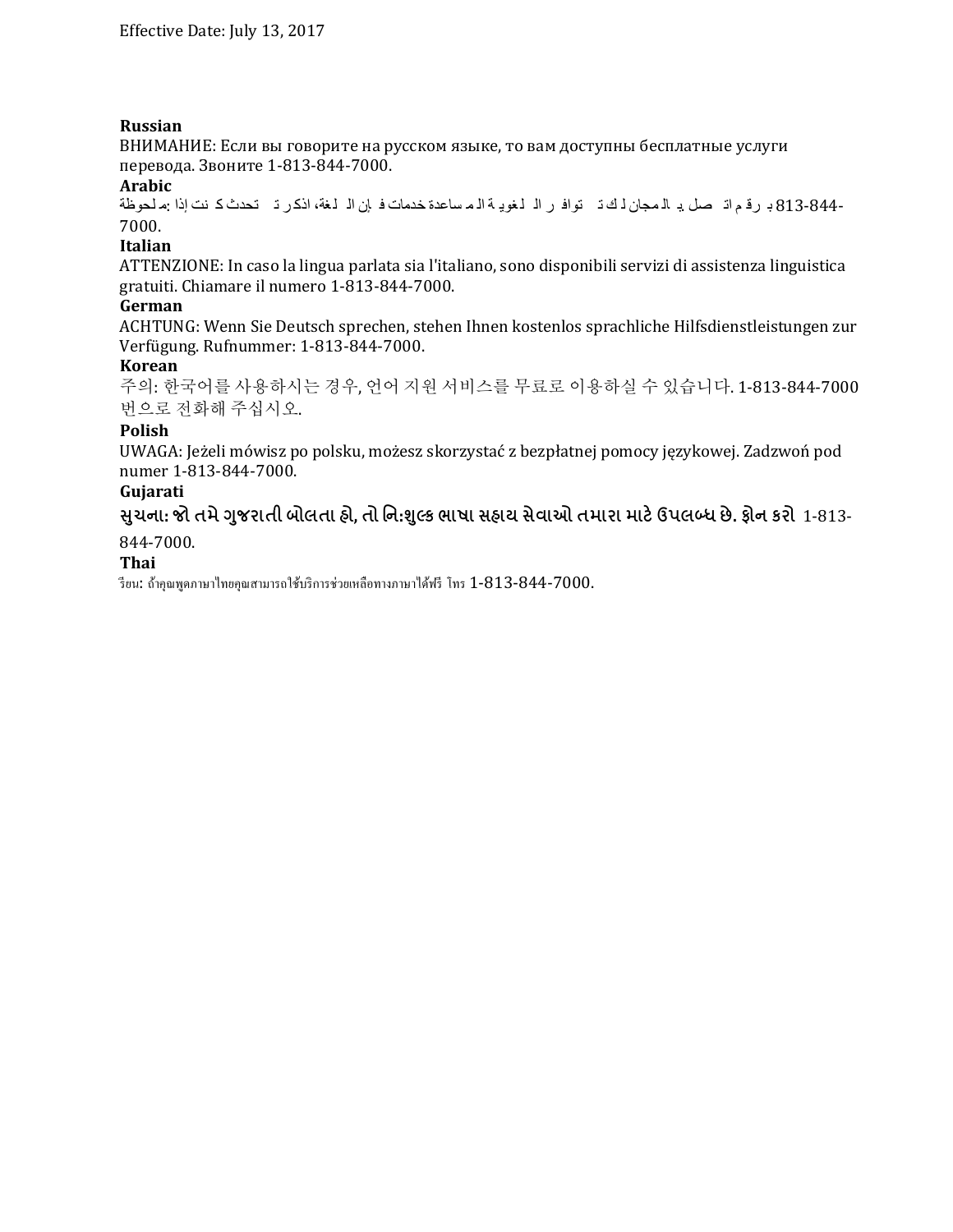Effective Date: July 13, 2017

**Russian**

ВНИМАНИЕ: Если вы говорите на русском языке, то вам доступны бесплатные услуги перевода. Звоните 1-813-844-7000.

**Arabic**

ملحوظة: إذا كنت تتحدث اذكر اللغة، فإن خدمات المساعدة اللغوية تتوافر لك بالمجان. اتصل برقم 1-813-844-7000.

**Italian**

ATTENZIONE: In caso la lingua parlata sia l'italiano, sono disponibili servizi di assistenza linguistica gratuiti. Chiamare il numero 1-813-844-7000.

**German**

ACHTUNG: Wenn Sie Deutsch sprechen, stehen Ihnen kostenlos sprachliche Hilfsdienstleistungen zur Verfügung. Rufnummer: 1-813-844-7000.

**Korean**

주의: 한국어를 사용하시는 경우, 언어 지원 서비스를 무료로 이용하실 수 있습니다. 1-813-844-7000 번으로 전화해 주십시오.

**Polish**

UWAGA: Jeżeli mówisz po polsku, możesz skorzystać z bezpłatnej pomocy językowej. Zadzwoń pod numer 1-813-844-7000.

**Gujarati**

**સુચના: જો તમે ગુજરાતી બોલતા હો, તો નિ:શુલ્ક ભાષા સહાય સેવાઓ તમારા માટે ઉપલબ્ધ છે. ફોન કરો** 1-813-844-7000.

**Thai**

เรียน: ถ้าคุณพูดภาษาไทยคุณสามารถใช้บริการช่วยเหลือทางภาษาได้ฟรี โทร 1-813-844-7000.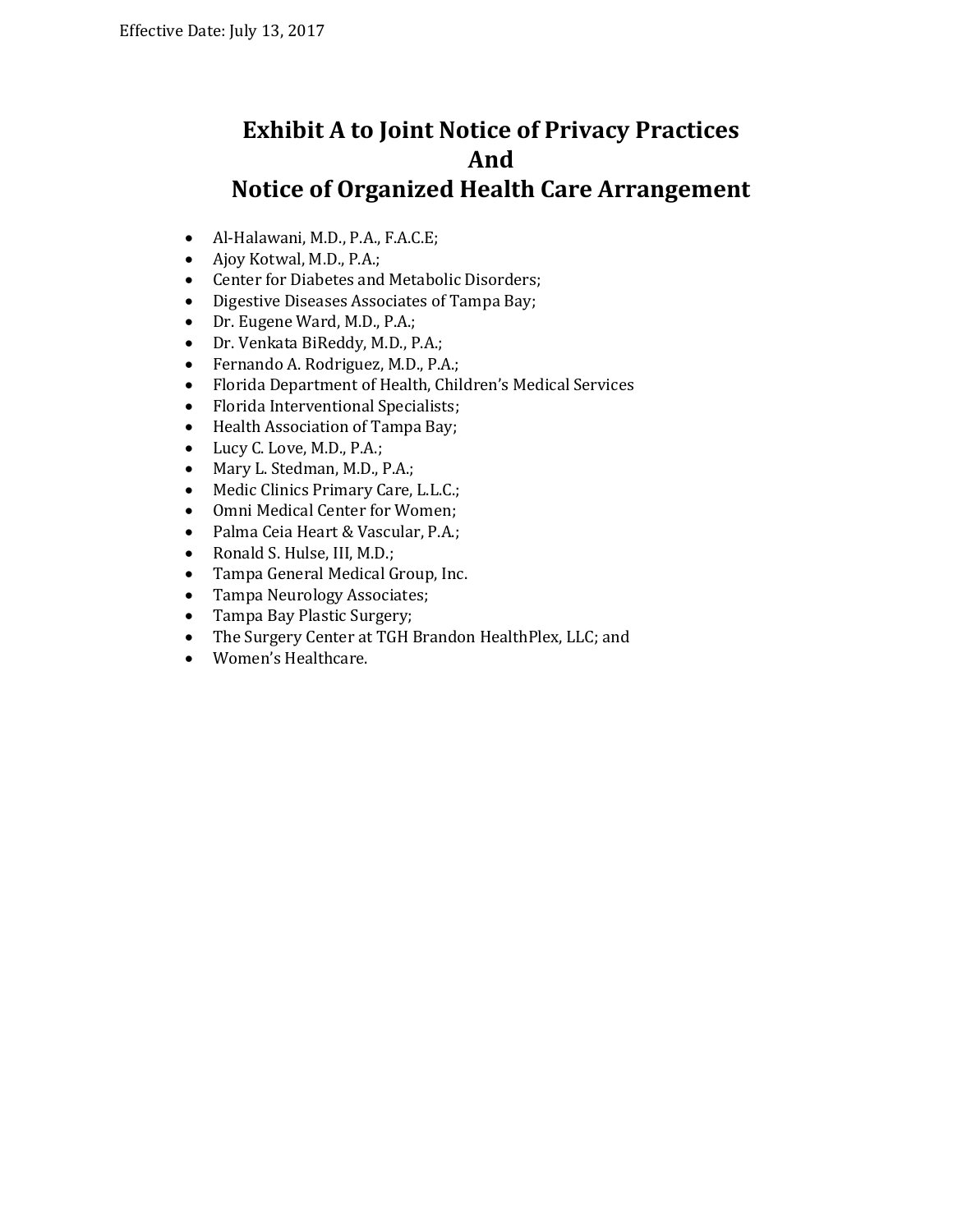Effective Date: July 13, 2017

# Exhibit A to Joint Notice of Privacy Practices And Notice of Organized Health Care Arrangement

- Al-Halawani, M.D., P.A., F.A.C.E;
- Ajoy Kotwal, M.D., P.A.;
- Center for Diabetes and Metabolic Disorders;
- Digestive Diseases Associates of Tampa Bay;
- Dr. Eugene Ward, M.D., P.A.;
- Dr. Venkata BiReddy, M.D., P.A.;
- Fernando A. Rodriguez, M.D., P.A.;
- Florida Department of Health, Children's Medical Services
- Florida Interventional Specialists;
- Health Association of Tampa Bay;
- Lucy C. Love, M.D., P.A.;
- Mary L. Stedman, M.D., P.A.;
- Medic Clinics Primary Care, L.L.C.;
- Omni Medical Center for Women;
- Palma Ceia Heart & Vascular, P.A.;
- Ronald S. Hulse, III, M.D.;
- Tampa General Medical Group, Inc.
- Tampa Neurology Associates;
- Tampa Bay Plastic Surgery;
- The Surgery Center at TGH Brandon HealthPlex, LLC; and
- Women's Healthcare.